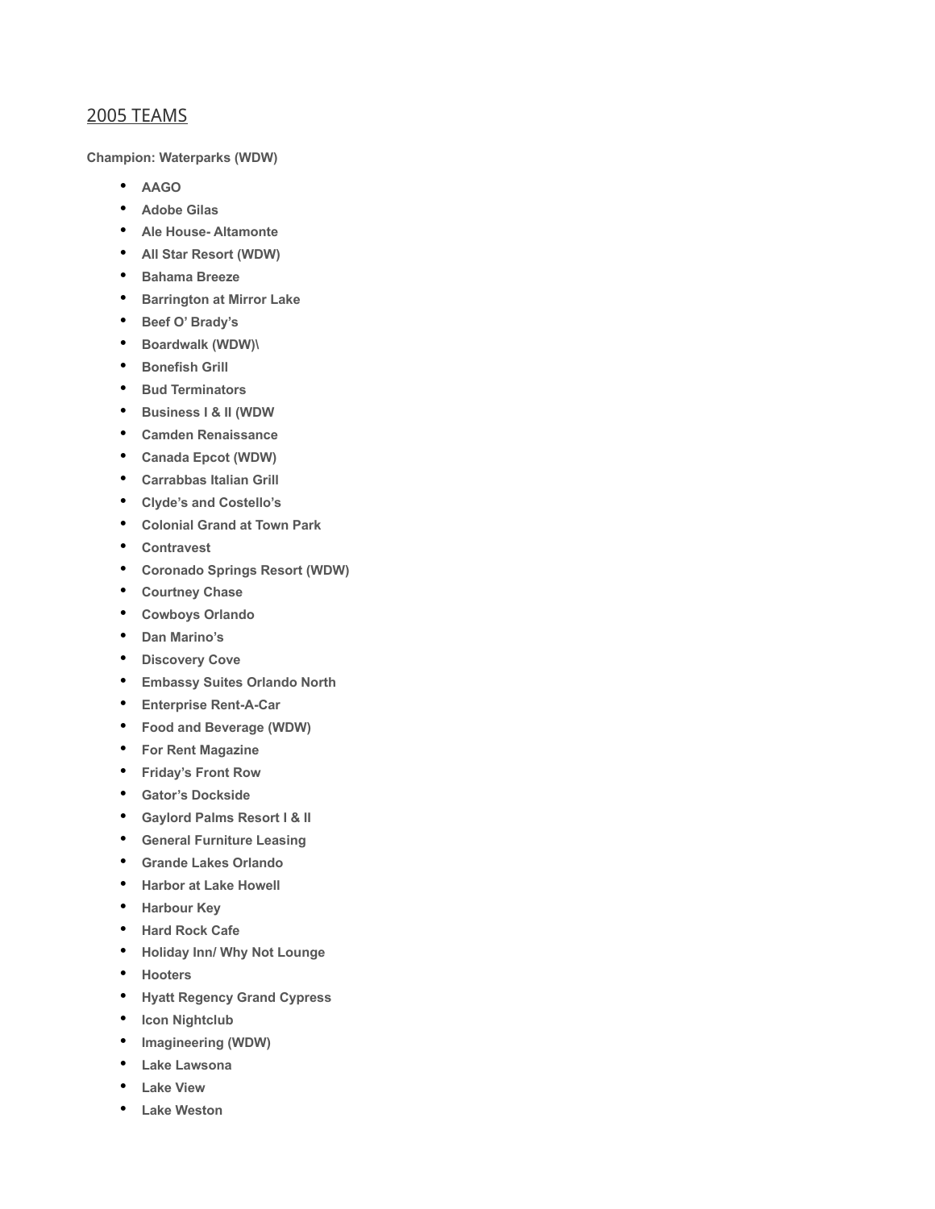## 2005 TEAMS

**Champion: Waterparks (WDW)**

- **AAGO**
- **Adobe Gilas**
- **Ale House- Altamonte**
- **All Star Resort (WDW)**
- **Bahama Breeze**
- **Barrington at Mirror Lake**
- **Beef O' Brady's**
- **Boardwalk (WDW)\**
- **Bonefish Grill**
- **Bud Terminators**
- **Business I & II (WDW**
- **Camden Renaissance**
- **Canada Epcot (WDW)**
- **Carrabbas Italian Grill**
- **Clyde's and Costello's**
- **Colonial Grand at Town Park**
- **Contravest**
- **Coronado Springs Resort (WDW)**
- **Courtney Chase**
- **Cowboys Orlando**
- **Dan Marino's**
- **Discovery Cove**
- **Embassy Suites Orlando North**
- **Enterprise Rent-A-Car**
- **Food and Beverage (WDW)**
- **For Rent Magazine**
- **Friday's Front Row**
- **Gator's Dockside**
- **Gaylord Palms Resort I & II**
- **General Furniture Leasing**
- **Grande Lakes Orlando**
- **Harbor at Lake Howell**
- **Harbour Key**
- **Hard Rock Cafe**
- **Holiday Inn/ Why Not Lounge**
- **Hooters**
- **Hyatt Regency Grand Cypress**
- **Icon Nightclub**
- **Imagineering (WDW)**
- **Lake Lawsona**
- **Lake View**
- **Lake Weston**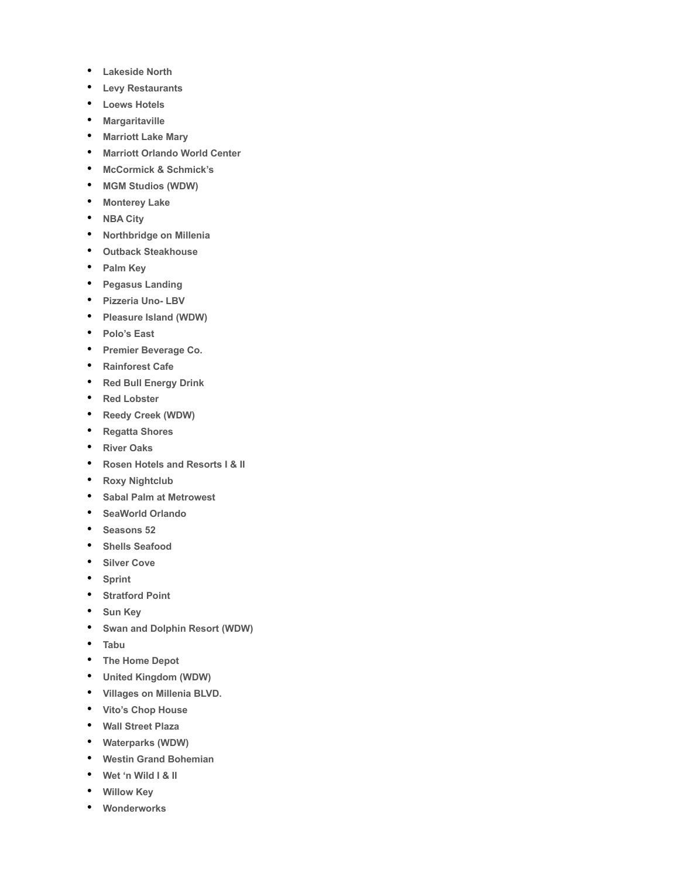- **Lakeside North**
- **Levy Restaurants**
- **Loews Hotels**
- **Margaritaville**
- **Marriott Lake Mary**
- **Marriott Orlando World Center**
- **McCormick & Schmick's**
- **MGM Studios (WDW)**
- **Monterey Lake**
- **NBA City**
- **Northbridge on Millenia**
- **Outback Steakhouse**
- **Palm Key**
- **Pegasus Landing**
- **Pizzeria Uno- LBV**
- **Pleasure Island (WDW)**
- **Polo's East**
- **Premier Beverage Co.**
- **Rainforest Cafe**
- **Red Bull Energy Drink**
- **Red Lobster**
- **Reedy Creek (WDW)**
- **Regatta Shores**
- **River Oaks**
- **Rosen Hotels and Resorts I & II**
- **Roxy Nightclub**
- **Sabal Palm at Metrowest**
- **SeaWorld Orlando**
- **Seasons 52**
- **Shells Seafood**
- **Silver Cove**
- **Sprint**
- **Stratford Point**
- **Sun Key**
- **Swan and Dolphin Resort (WDW)**
- **Tabu**
- **The Home Depot**
- **United Kingdom (WDW)**
- **Villages on Millenia BLVD.**
- **Vito's Chop House**
- **Wall Street Plaza**
- **Waterparks (WDW)**
- **Westin Grand Bohemian**
- **Wet 'n Wild I & II**
- **Willow Key**
- **Wonderworks**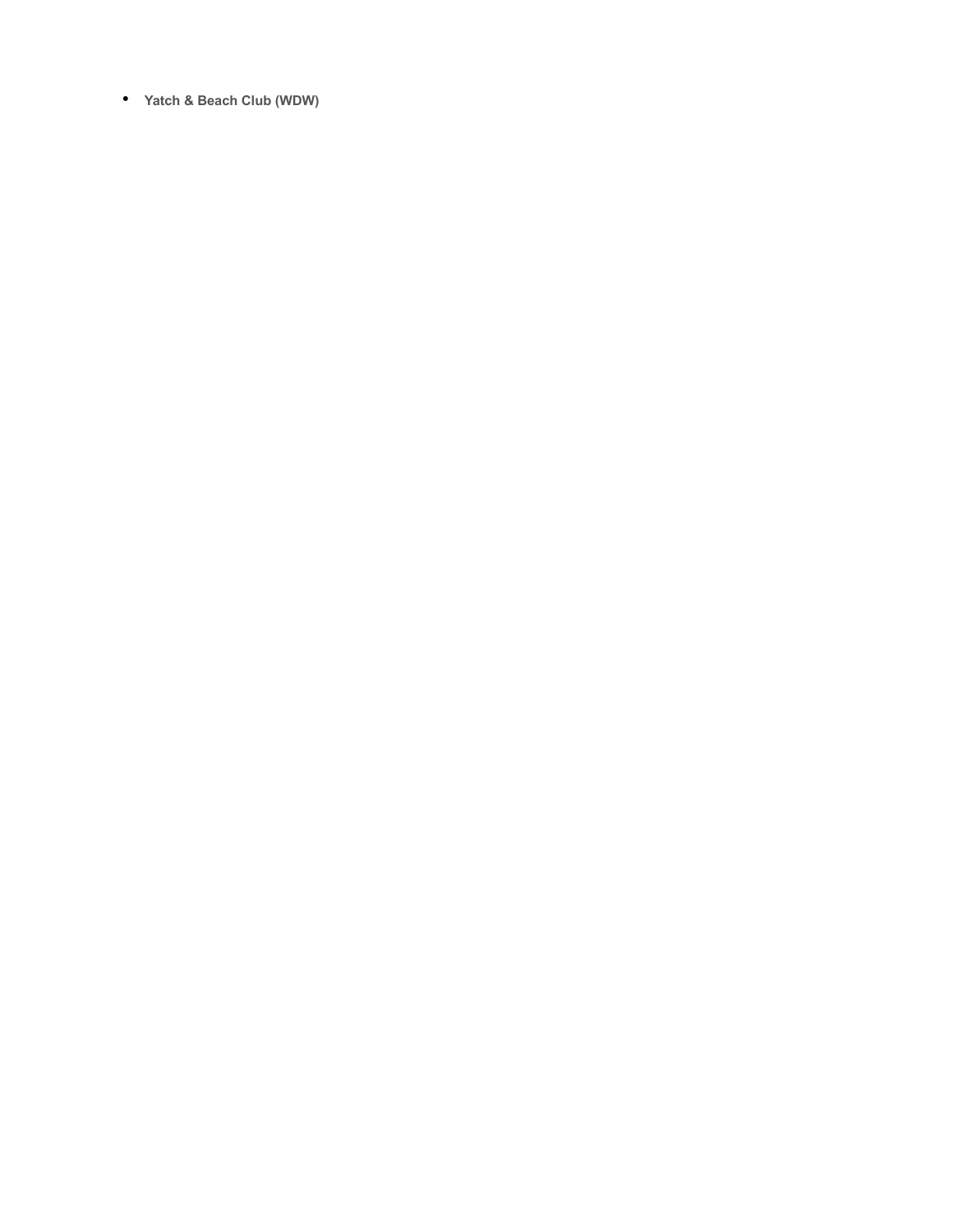- **Yatch & Beach Club (WDW)**